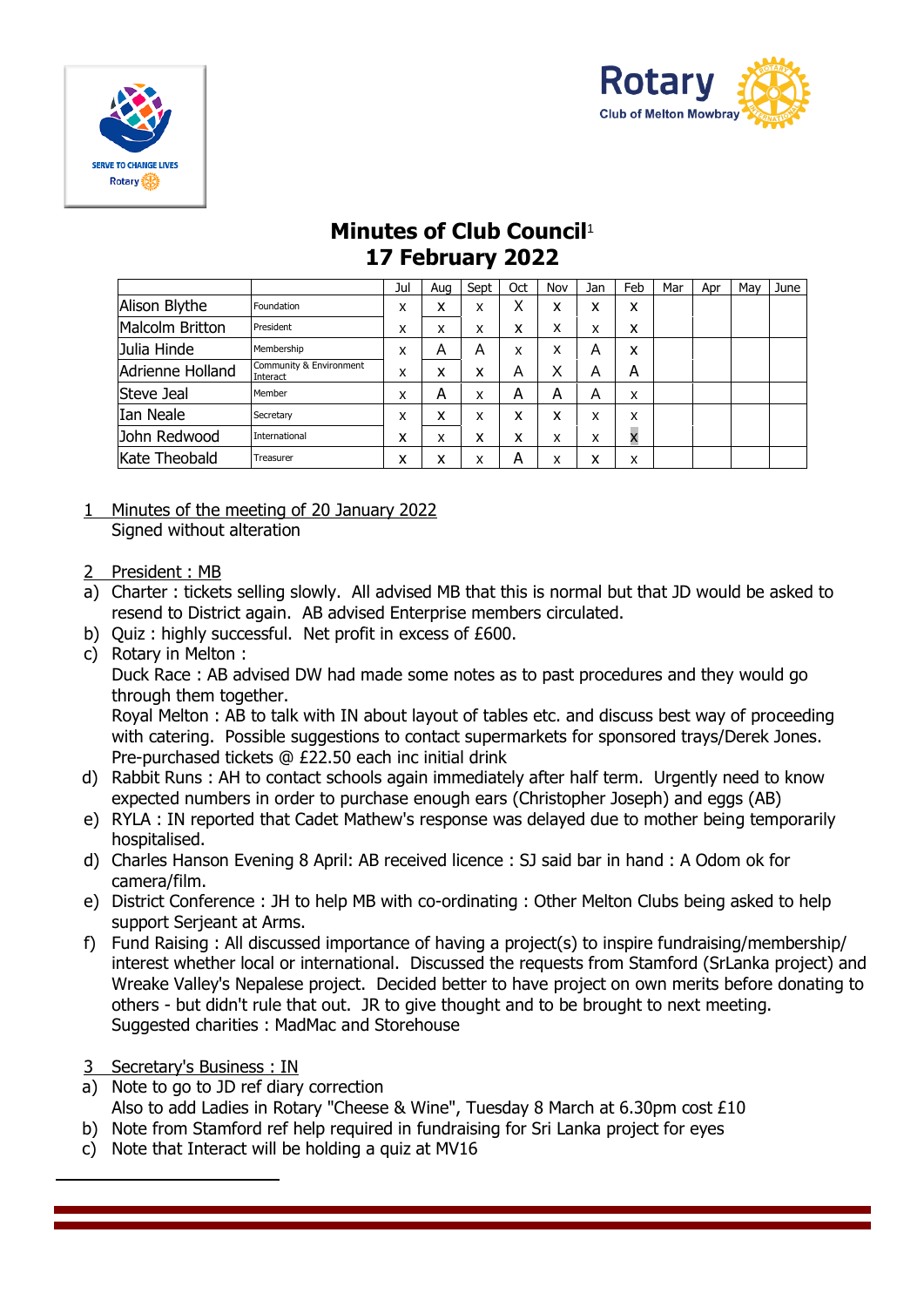# Minutes of Club Council[1]
# 17 February 2022

| | | Jul | Aug | Sept | Oct | Nov | Jan | Feb | Mar | Apr | May | June |
|---|---|---|---|---|---|---|---|---|---|---|---|---|
| Alison Blythe | Foundation | x | x | x | X | x | x | x | | | | |
| Malcolm Britton | President | x | x | x | x | x | x | x | | | | |
| Julia Hinde | Membership | x | A | A | x | x | A | x | | | | |
| Adrienne Holland | Community & Environment Interact | x | x | x | A | X | A | A | | | | |
| Steve Jeal | Member | x | A | x | A | A | A | x | | | | |
| Ian Neale | Secretary | x | x | x | x | x | x | x | | | | |
| John Redwood | International | x | x | x | x | x | x | x | | | | |
| Kate Theobald | Treasurer | x | x | x | A | x | x | x | | | | |

1 Minutes of the meeting of 20 January 2022
Signed without alteration

2 President : MB

a) Charter : tickets selling slowly. All advised MB that this is normal but that JD would be asked to resend to District again. AB advised Enterprise members circulated.

b) Quiz : highly successful. Net profit in excess of £600.

c) Rotary in Melton :
Duck Race : AB advised DW had made some notes as to past procedures and they would go through them together.
Royal Melton : AB to talk with IN about layout of tables etc. and discuss best way of proceeding with catering. Possible suggestions to contact supermarkets for sponsored trays/Derek Jones. Pre-purchased tickets @ £22.50 each inc initial drink

d) Rabbit Runs : AH to contact schools again immediately after half term. Urgently need to know expected numbers in order to purchase enough ears (Christopher Joseph) and eggs (AB)

e) RYLA : IN reported that Cadet Mathew's response was delayed due to mother being temporarily hospitalised.

d) Charles Hanson Evening 8 April: AB received licence : SJ said bar in hand : A Odom ok for camera/film.

e) District Conference : JH to help MB with co-ordinating : Other Melton Clubs being asked to help support Serjeant at Arms.

f) Fund Raising : All discussed importance of having a project(s) to inspire fundraising/membership/ interest whether local or international. Discussed the requests from Stamford (SrLanka project) and Wreake Valley's Nepalese project. Decided better to have project on own merits before donating to others - but didn't rule that out. JR to give thought and to be brought to next meeting. Suggested charities : MadMac and Storehouse

3 Secretary's Business : IN

a) Note to go to JD ref diary correction
Also to add Ladies in Rotary "Cheese & Wine", Tuesday 8 March at 6.30pm cost £10

b) Note from Stamford ref help required in fundraising for Sri Lanka project for eyes

c) Note that Interact will be holding a quiz at MV16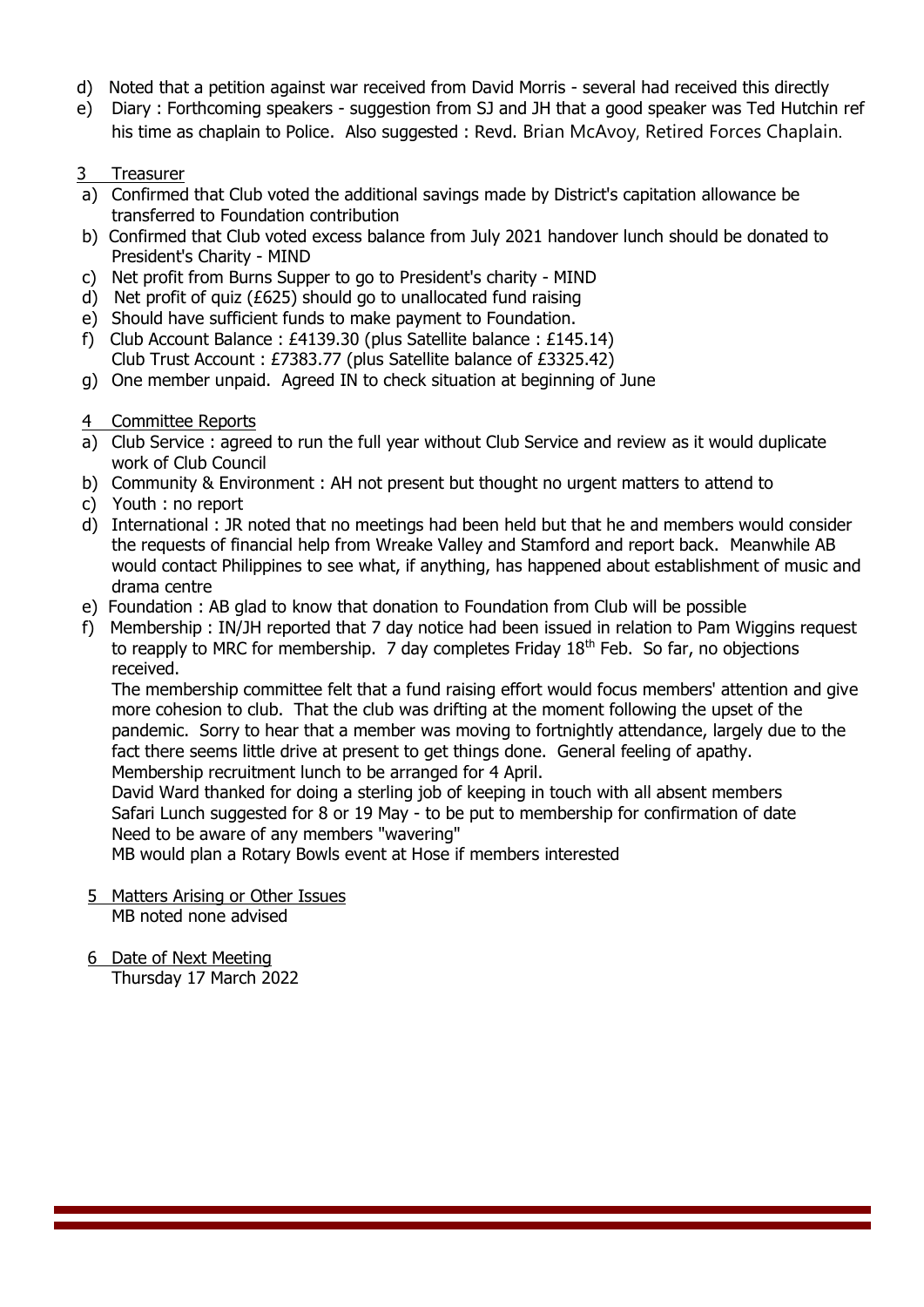d) Noted that a petition against war received from David Morris - several had received this directly
e) Diary : Forthcoming speakers - suggestion from SJ and JH that a good speaker was Ted Hutchin ref his time as chaplain to Police. Also suggested : Revd. Brian McAvoy, Retired Forces Chaplain.

3 Treasurer

a) Confirmed that Club voted the additional savings made by District's capitation allowance be transferred to Foundation contribution
b) Confirmed that Club voted excess balance from July 2021 handover lunch should be donated to President's Charity - MIND
c) Net profit from Burns Supper to go to President's charity - MIND
d) Net profit of quiz (£625) should go to unallocated fund raising
e) Should have sufficient funds to make payment to Foundation.
f) Club Account Balance : £4139.30 (plus Satellite balance : £145.14)
   Club Trust Account : £7383.77 (plus Satellite balance of £3325.42)
g) One member unpaid. Agreed IN to check situation at beginning of June

4 Committee Reports

a) Club Service : agreed to run the full year without Club Service and review as it would duplicate work of Club Council
b) Community & Environment : AH not present but thought no urgent matters to attend to
c) Youth : no report
d) International : JR noted that no meetings had been held but that he and members would consider the requests of financial help from Wreake Valley and Stamford and report back. Meanwhile AB would contact Philippines to see what, if anything, has happened about establishment of music and drama centre
e) Foundation : AB glad to know that donation to Foundation from Club will be possible
f) Membership : IN/JH reported that 7 day notice had been issued in relation to Pam Wiggins request to reapply to MRC for membership. 7 day completes Friday 18th Feb. So far, no objections received.
   The membership committee felt that a fund raising effort would focus members' attention and give more cohesion to club. That the club was drifting at the moment following the upset of the pandemic. Sorry to hear that a member was moving to fortnightly attendance, largely due to the fact there seems little drive at present to get things done. General feeling of apathy.
   Membership recruitment lunch to be arranged for 4 April.
   David Ward thanked for doing a sterling job of keeping in touch with all absent members
   Safari Lunch suggested for 8 or 19 May - to be put to membership for confirmation of date
   Need to be aware of any members "wavering"
   MB would plan a Rotary Bowls event at Hose if members interested

5 Matters Arising or Other Issues

MB noted none advised

6 Date of Next Meeting

Thursday 17 March 2022